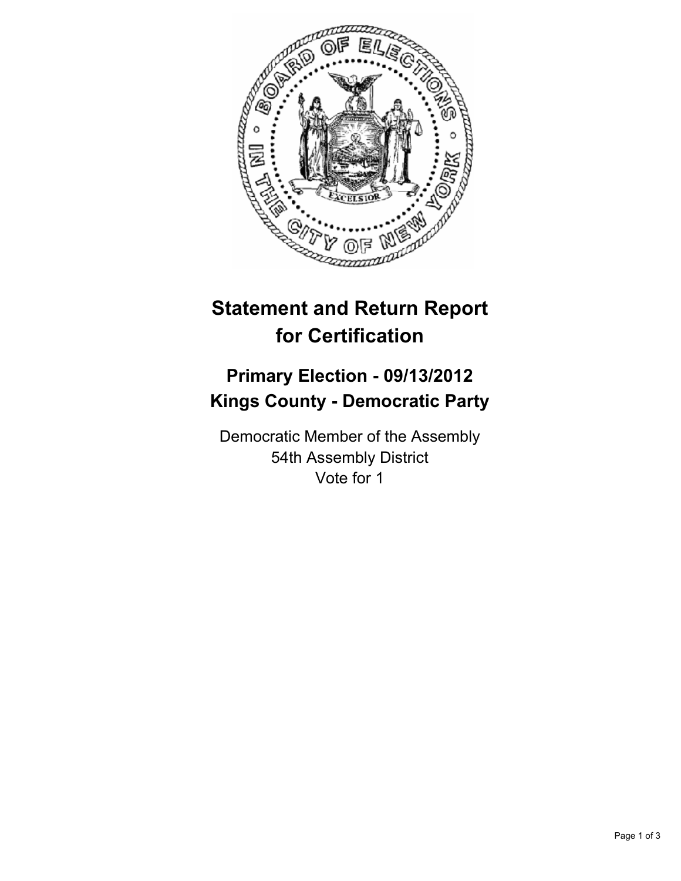# Statement and Return Report for Certification

## Primary Election - 09/13/2012
## Kings County - Democratic Party

Democratic Member of the Assembly
54th Assembly District
Vote for 1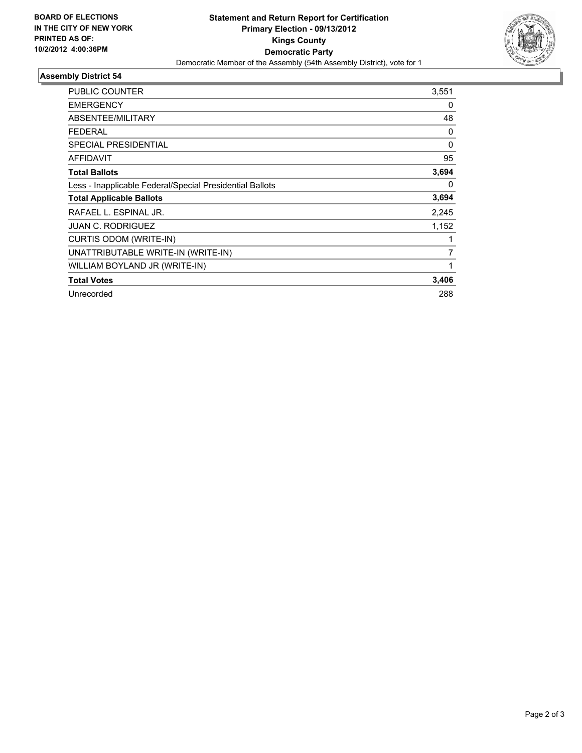**BOARD OF ELECTIONS IN THE CITY OF NEW YORK PRINTED AS OF: 10/2/2012 4:00:36PM**

# Statement and Return Report for Certification
## Primary Election - 09/13/2012
## Kings County
## Democratic Party

Democratic Member of the Assembly (54th Assembly District), vote for 1

### Assembly District 54

| | |
|---|---|
| PUBLIC COUNTER | 3,551 |
| EMERGENCY | 0 |
| ABSENTEE/MILITARY | 48 |
| FEDERAL | 0 |
| SPECIAL PRESIDENTIAL | 0 |
| AFFIDAVIT | 95 |
| **Total Ballots** | **3,694** |
| Less - Inapplicable Federal/Special Presidential Ballots | 0 |
| **Total Applicable Ballots** | **3,694** |
| RAFAEL L. ESPINAL JR. | 2,245 |
| JUAN C. RODRIGUEZ | 1,152 |
| CURTIS ODOM (WRITE-IN) | 1 |
| UNATTRIBUTABLE WRITE-IN (WRITE-IN) | 7 |
| WILLIAM BOYLAND JR (WRITE-IN) | 1 |
| **Total Votes** | **3,406** |
| Unrecorded | 288 |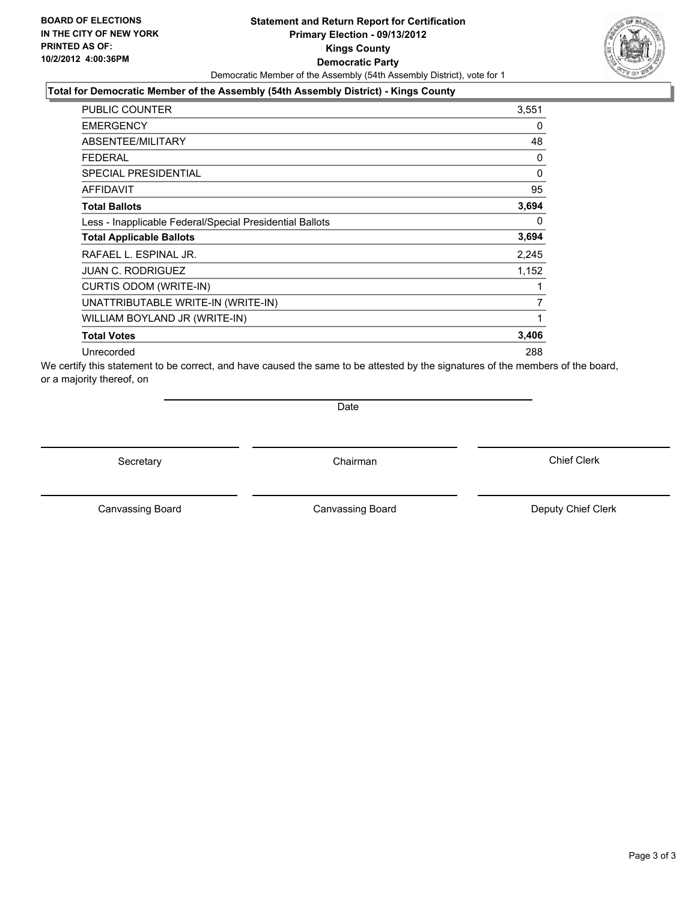**BOARD OF ELECTIONS IN THE CITY OF NEW YORK PRINTED AS OF: 10/2/2012 4:00:36PM**

# Statement and Return Report for Certification
## Primary Election - 09/13/2012
## Kings County
## Democratic Party

Democratic Member of the Assembly (54th Assembly District), vote for 1

**Total for Democratic Member of the Assembly (54th Assembly District) - Kings County**

| | |
|---|---|
| PUBLIC COUNTER | 3,551 |
| EMERGENCY | 0 |
| ABSENTEE/MILITARY | 48 |
| FEDERAL | 0 |
| SPECIAL PRESIDENTIAL | 0 |
| AFFIDAVIT | 95 |
| **Total Ballots** | **3,694** |
| Less - Inapplicable Federal/Special Presidential Ballots | 0 |
| **Total Applicable Ballots** | **3,694** |
| RAFAEL L. ESPINAL JR. | 2,245 |
| JUAN C. RODRIGUEZ | 1,152 |
| CURTIS ODOM (WRITE-IN) | 1 |
| UNATTRIBUTABLE WRITE-IN (WRITE-IN) | 7 |
| WILLIAM BOYLAND JR (WRITE-IN) | 1 |
| **Total Votes** | **3,406** |
| Unrecorded | 288 |

We certify this statement to be correct, and have caused the same to be attested by the signatures of the members of the board, or a majority thereof, on

Date

Secretary

Chairman

Chief Clerk

Canvassing Board

Canvassing Board

Deputy Chief Clerk